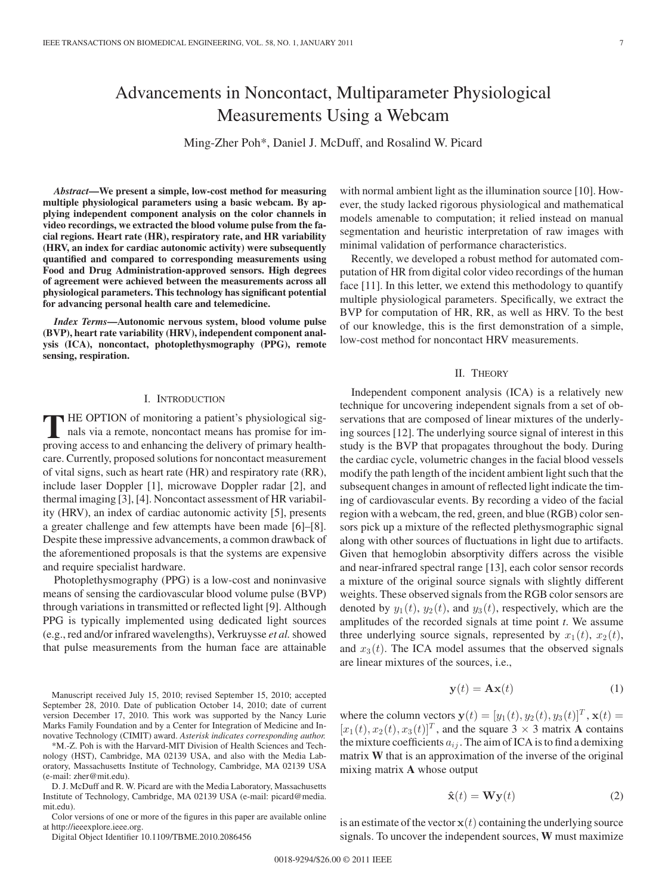# Advancements in Noncontact, Multiparameter Physiological Measurements Using a Webcam

Ming-Zher Poh*, Daniel J. McDuff, and Rosalind W. Picard

***Abstract*—We present a simple, low-cost method for measuring multiple physiological parameters using a basic webcam. By applying independent component analysis on the color channels in video recordings, we extracted the blood volume pulse from the facial regions. Heart rate (HR), respiratory rate, and HR variability (HRV, an index for cardiac autonomic activity) were subsequently quantified and compared to corresponding measurements using Food and Drug Administration-approved sensors. High degrees of agreement were achieved between the measurements across all physiological parameters. This technology has significant potential for advancing personal health care and telemedicine.**

***Index Terms*—Autonomic nervous system, blood volume pulse (BVP), heart rate variability (HRV), independent component analysis (ICA), noncontact, photoplethysmography (PPG), remote sensing, respiration.**

## I. Introduction

The option of monitoring a patient's physiological signals via a remote, noncontact means has promise for improving access to and enhancing the delivery of primary healthcare. Currently, proposed solutions for noncontact measurement of vital signs, such as heart rate (HR) and respiratory rate (RR), include laser Doppler [1], microwave Doppler radar [2], and thermal imaging [3], [4]. Noncontact assessment of HR variability (HRV), an index of cardiac autonomic activity [5], presents a greater challenge and few attempts have been made [6]–[8]. Despite these impressive advancements, a common drawback of the aforementioned proposals is that the systems are expensive and require specialist hardware.

Photoplethysmography (PPG) is a low-cost and noninvasive means of sensing the cardiovascular blood volume pulse (BVP) through variations in transmitted or reflected light [9]. Although PPG is typically implemented using dedicated light sources (e.g., red and/or infrared wavelengths), Verkruysse *et al.* showed that pulse measurements from the human face are attainable with normal ambient light as the illumination source [10]. However, the study lacked rigorous physiological and mathematical models amenable to computation; it relied instead on manual segmentation and heuristic interpretation of raw images with minimal validation of performance characteristics.

Recently, we developed a robust method for automated computation of HR from digital color video recordings of the human face [11]. In this letter, we extend this methodology to quantify multiple physiological parameters. Specifically, we extract the BVP for computation of HR, RR, as well as HRV. To the best of our knowledge, this is the first demonstration of a simple, low-cost method for noncontact HRV measurements.

## II. Theory

Independent component analysis (ICA) is a relatively new technique for uncovering independent signals from a set of observations that are composed of linear mixtures of the underlying sources [12]. The underlying source signal of interest in this study is the BVP that propagates throughout the body. During the cardiac cycle, volumetric changes in the facial blood vessels modify the path length of the incident ambient light such that the subsequent changes in amount of reflected light indicate the timing of cardiovascular events. By recording a video of the facial region with a webcam, the red, green, and blue (RGB) color sensors pick up a mixture of the reflected plethysmographic signal along with other sources of fluctuations in light due to artifacts. Given that hemoglobin absorptivity differs across the visible and near-infrared spectral range [13], each color sensor records a mixture of the original source signals with slightly different weights. These observed signals from the RGB color sensors are denoted by $y_1(t)$, $y_2(t)$, and $y_3(t)$, respectively, which are the amplitudes of the recorded signals at time point *t*. We assume three underlying source signals, represented by $x_1(t)$, $x_2(t)$, and $x_3(t)$. The ICA model assumes that the observed signals are linear mixtures of the sources, i.e.,

$$\mathbf{y}(t) = \mathbf{A}\mathbf{x}(t) \tag{1}$$

where the column vectors $\mathbf{y}(t) = [y_1(t), y_2(t), y_3(t)]^T$, $\mathbf{x}(t) = [x_1(t), x_2(t), x_3(t)]^T$, and the square $3 \times 3$ matrix $\mathbf{A}$ contains the mixture coefficients $a_{ij}$. The aim of ICA is to find a demixing matrix $\mathbf{W}$ that is an approximation of the inverse of the original mixing matrix $\mathbf{A}$ whose output

$$\hat{\mathbf{x}}(t) = \mathbf{W}\mathbf{y}(t) \tag{2}$$

is an estimate of the vector $\mathbf{x}(t)$ containing the underlying source signals. To uncover the independent sources, $\mathbf{W}$ must maximize

---

Manuscript received July 15, 2010; revised September 15, 2010; accepted September 28, 2010. Date of publication October 14, 2010; date of current version December 17, 2010. This work was supported by the Nancy Lurie Marks Family Foundation and by a Center for Integration of Medicine and Innovative Technology (CIMIT) award. *Asterisk indicates corresponding author.*

*M.-Z. Poh is with the Harvard-MIT Division of Health Sciences and Technology (HST), Cambridge, MA 02139 USA, and also with the Media Laboratory, Massachusetts Institute of Technology, Cambridge, MA 02139 USA (e-mail: zher@mit.edu).

D. J. McDuff and R. W. Picard are with the Media Laboratory, Massachusetts Institute of Technology, Cambridge, MA 02139 USA (e-mail: picard@media.mit.edu).

Color versions of one or more of the figures in this paper are available online at http://ieeexplore.ieee.org.

Digital Object Identifier 10.1109/TBME.2010.2086456

0018-9294/$26.00 © 2011 IEEE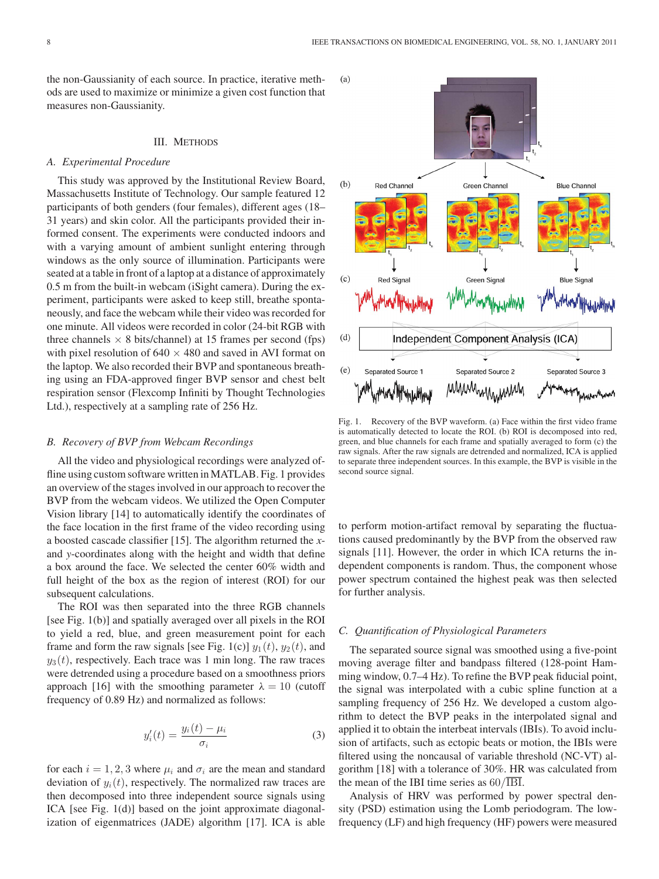the non-Gaussianity of each source. In practice, iterative methods are used to maximize or minimize a given cost function that measures non-Gaussianity.

## III. Methods

### A. Experimental Procedure

This study was approved by the Institutional Review Board, Massachusetts Institute of Technology. Our sample featured 12 participants of both genders (four females), different ages (18–31 years) and skin color. All the participants provided their informed consent. The experiments were conducted indoors and with a varying amount of ambient sunlight entering through windows as the only source of illumination. Participants were seated at a table in front of a laptop at a distance of approximately 0.5 m from the built-in webcam (iSight camera). During the experiment, participants were asked to keep still, breathe spontaneously, and face the webcam while their video was recorded for one minute. All videos were recorded in color (24-bit RGB with three channels × 8 bits/channel) at 15 frames per second (fps) with pixel resolution of 640 × 480 and saved in AVI format on the laptop. We also recorded their BVP and spontaneous breathing using an FDA-approved finger BVP sensor and chest belt respiration sensor (Flexcomp Infiniti by Thought Technologies Ltd.), respectively at a sampling rate of 256 Hz.

### B. Recovery of BVP from Webcam Recordings

All the video and physiological recordings were analyzed offline using custom software written in MATLAB. Fig. 1 provides an overview of the stages involved in our approach to recover the BVP from the webcam videos. We utilized the Open Computer Vision library [14] to automatically identify the coordinates of the face location in the first frame of the video recording using a boosted cascade classifier [15]. The algorithm returned the $x$- and $y$-coordinates along with the height and width that define a box around the face. We selected the center 60% width and full height of the box as the region of interest (ROI) for our subsequent calculations.

The ROI was then separated into the three RGB channels [see Fig. 1(b)] and spatially averaged over all pixels in the ROI to yield a red, blue, and green measurement point for each frame and form the raw signals [see Fig. 1(c)] $y_1(t)$, $y_2(t)$, and $y_3(t)$, respectively. Each trace was 1 min long. The raw traces were detrended using a procedure based on a smoothness priors approach [16] with the smoothing parameter $\lambda = 10$ (cutoff frequency of 0.89 Hz) and normalized as follows:

$$y_i'(t) = \frac{y_i(t) - \mu_i}{\sigma_i} \tag{3}$$

for each $i = 1, 2, 3$ where $\mu_i$ and $\sigma_i$ are the mean and standard deviation of $y_i(t)$, respectively. The normalized raw traces are then decomposed into three independent source signals using ICA [see Fig. 1(d)] based on the joint approximate diagonalization of eigenmatrices (JADE) algorithm [17]. ICA is able to perform motion-artifact removal by separating the fluctuations caused predominantly by the BVP from the observed raw signals [11]. However, the order in which ICA returns the independent components is random. Thus, the component whose power spectrum contained the highest peak was then selected for further analysis.

Fig. 1. Recovery of the BVP waveform. (a) Face within the first video frame is automatically detected to locate the ROI. (b) ROI is decomposed into red, green, and blue channels for each frame and spatially averaged to form (c) the raw signals. After the raw signals are detrended and normalized, ICA is applied to separate three independent sources. In this example, the BVP is visible in the second source signal.

### C. Quantification of Physiological Parameters

The separated source signal was smoothed using a five-point moving average filter and bandpass filtered (128-point Hamming window, 0.7–4 Hz). To refine the BVP peak fiducial point, the signal was interpolated with a cubic spline function at a sampling frequency of 256 Hz. We developed a custom algorithm to detect the BVP peaks in the interpolated signal and applied it to obtain the interbeat intervals (IBIs). To avoid inclusion of artifacts, such as ectopic beats or motion, the IBIs were filtered using the noncausal of variable threshold (NC-VT) algorithm [18] with a tolerance of 30%. HR was calculated from the mean of the IBI time series as $60/\overline{\text{IBI}}$.

Analysis of HRV was performed by power spectral density (PSD) estimation using the Lomb periodogram. The low-frequency (LF) and high frequency (HF) powers were measured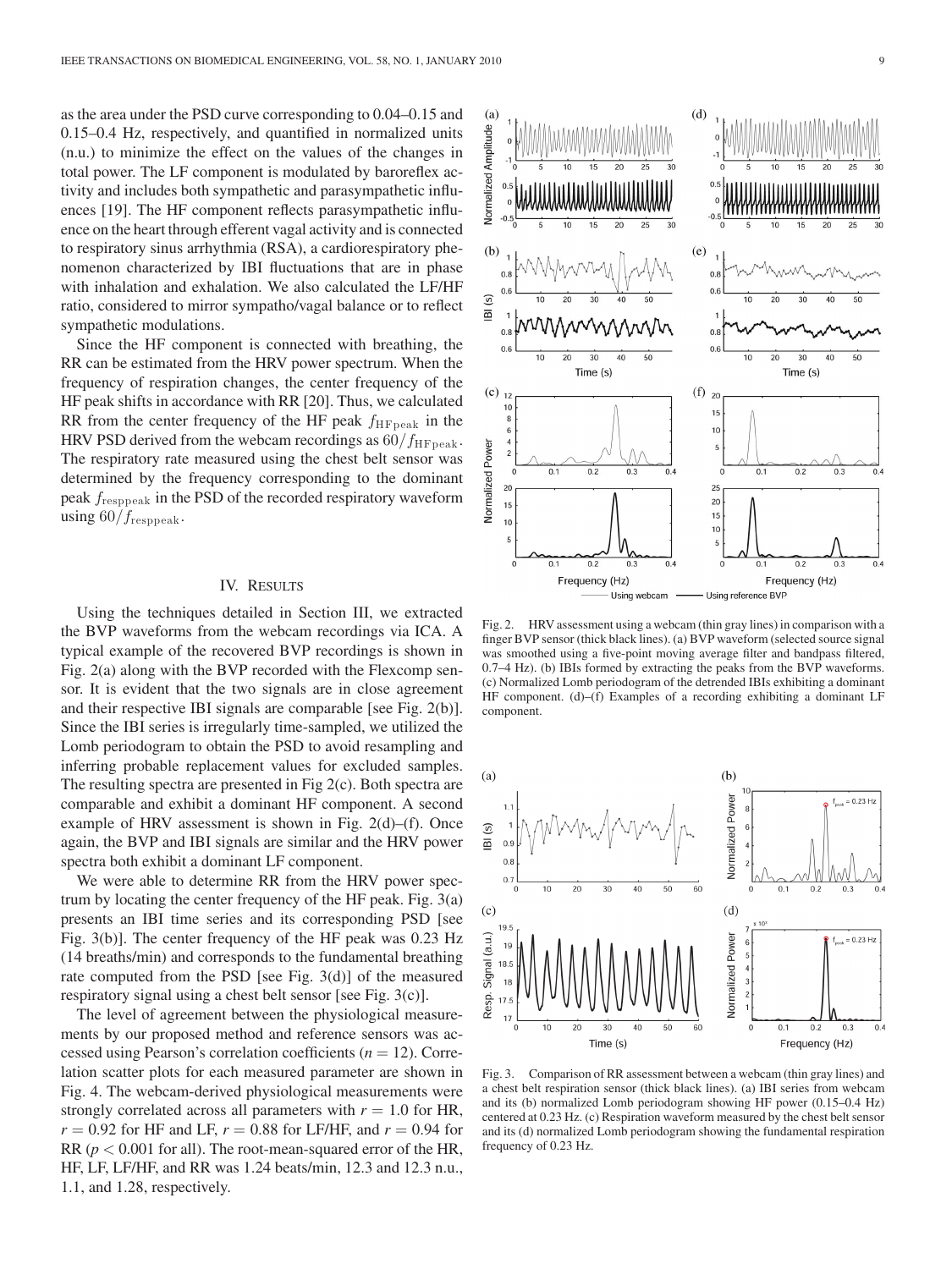as the area under the PSD curve corresponding to 0.04–0.15 and 0.15–0.4 Hz, respectively, and quantified in normalized units (n.u.) to minimize the effect on the values of the changes in total power. The LF component is modulated by baroreflex activity and includes both sympathetic and parasympathetic influences [19]. The HF component reflects parasympathetic influence on the heart through efferent vagal activity and is connected to respiratory sinus arrhythmia (RSA), a cardiorespiratory phenomenon characterized by IBI fluctuations that are in phase with inhalation and exhalation. We also calculated the LF/HF ratio, considered to mirror sympatho/vagal balance or to reflect sympathetic modulations.

Since the HF component is connected with breathing, the RR can be estimated from the HRV power spectrum. When the frequency of respiration changes, the center frequency of the HF peak shifts in accordance with RR [20]. Thus, we calculated RR from the center frequency of the HF peak $f_{\mathrm{HFpeak}}$ in the HRV PSD derived from the webcam recordings as $60/f_{\mathrm{HFpeak}}$. The respiratory rate measured using the chest belt sensor was determined by the frequency corresponding to the dominant peak $f_{\mathrm{resppeak}}$ in the PSD of the recorded respiratory waveform using $60/f_{\mathrm{resppeak}}$.

## IV. Results

Using the techniques detailed in Section III, we extracted the BVP waveforms from the webcam recordings via ICA. A typical example of the recovered BVP recordings is shown in Fig. 2(a) along with the BVP recorded with the Flexcomp sensor. It is evident that the two signals are in close agreement and their respective IBI signals are comparable [see Fig. 2(b)]. Since the IBI series is irregularly time-sampled, we utilized the Lomb periodogram to obtain the PSD to avoid resampling and inferring probable replacement values for excluded samples. The resulting spectra are presented in Fig 2(c). Both spectra are comparable and exhibit a dominant HF component. A second example of HRV assessment is shown in Fig. 2(d)–(f). Once again, the BVP and IBI signals are similar and the HRV power spectra both exhibit a dominant LF component.

We were able to determine RR from the HRV power spectrum by locating the center frequency of the HF peak. Fig. 3(a) presents an IBI time series and its corresponding PSD [see Fig. 3(b)]. The center frequency of the HF peak was 0.23 Hz (14 breaths/min) and corresponds to the fundamental breathing rate computed from the PSD [see Fig. 3(d)] of the measured respiratory signal using a chest belt sensor [see Fig. 3(c)].

The level of agreement between the physiological measurements by our proposed method and reference sensors was accessed using Pearson's correlation coefficients ($n = 12$). Correlation scatter plots for each measured parameter are shown in Fig. 4. The webcam-derived physiological measurements were strongly correlated across all parameters with $r = 1.0$ for HR, $r = 0.92$ for HF and LF, $r = 0.88$ for LF/HF, and $r = 0.94$ for RR ($p < 0.001$ for all). The root-mean-squared error of the HR, HF, LF, LF/HF, and RR was 1.24 beats/min, 12.3 and 12.3 n.u., 1.1, and 1.28, respectively.

Fig. 2. HRV assessment using a webcam (thin gray lines) in comparison with a finger BVP sensor (thick black lines). (a) BVP waveform (selected source signal was smoothed using a five-point moving average filter and bandpass filtered, 0.7–4 Hz). (b) IBIs formed by extracting the peaks from the BVP waveforms. (c) Normalized Lomb periodogram of the detrended IBIs exhibiting a dominant HF component. (d)–(f) Examples of a recording exhibiting a dominant LF component.

Fig. 3. Comparison of RR assessment between a webcam (thin gray lines) and a chest belt respiration sensor (thick black lines). (a) IBI series from webcam and its (b) normalized Lomb periodogram showing HF power (0.15–0.4 Hz) centered at 0.23 Hz. (c) Respiration waveform measured by the chest belt sensor and its (d) normalized Lomb periodogram showing the fundamental respiration frequency of 0.23 Hz.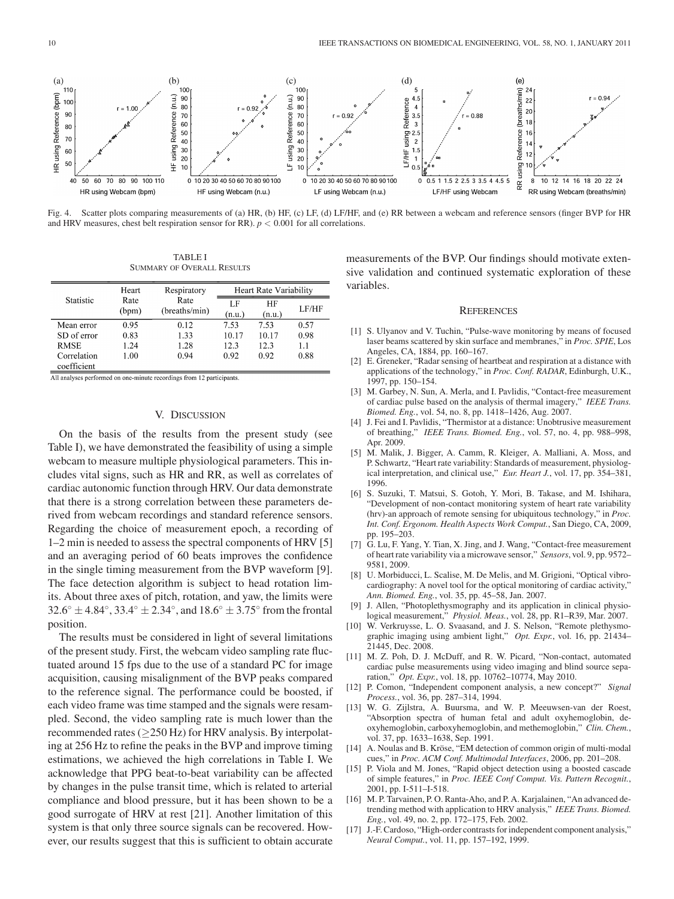Fig. 4. Scatter plots comparing measurements of (a) HR, (b) HF, (c) LF, (d) LF/HF, and (e) RR between a webcam and reference sensors (finger BVP for HR and HRV measures, chest belt respiration sensor for RR). $p < 0.001$ for all correlations.

TABLE I
SUMMARY OF OVERALL RESULTS

| Statistic | Heart Rate (bpm) | Respiratory Rate (breaths/min) | Heart Rate Variability | | |
|---|---|---|---|---|---|
| | | | LF (n.u.) | HF (n.u.) | LF/HF |
| Mean error | 0.95 | 0.12 | 7.53 | 7.53 | 0.57 |
| SD of error | 0.83 | 1.33 | 10.17 | 10.17 | 0.98 |
| RMSE | 1.24 | 1.28 | 12.3 | 12.3 | 1.1 |
| Correlation coefficient | 1.00 | 0.94 | 0.92 | 0.92 | 0.88 |

All analyses performed on one-minute recordings from 12 participants.

## V. DISCUSSION

On the basis of the results from the present study (see Table I), we have demonstrated the feasibility of using a simple webcam to measure multiple physiological parameters. This includes vital signs, such as HR and RR, as well as correlates of cardiac autonomic function through HRV. Our data demonstrate that there is a strong correlation between these parameters derived from webcam recordings and standard reference sensors. Regarding the choice of measurement epoch, a recording of 1–2 min is needed to assess the spectral components of HRV [5] and an averaging period of 60 beats improves the confidence in the single timing measurement from the BVP waveform [9]. The face detection algorithm is subject to head rotation limits. About three axes of pitch, rotation, and yaw, the limits were $32.6^{\circ} \pm 4.84^{\circ}$, $33.4^{\circ} \pm 2.34^{\circ}$, and $18.6^{\circ} \pm 3.75^{\circ}$ from the frontal position.

The results must be considered in light of several limitations of the present study. First, the webcam video sampling rate fluctuated around 15 fps due to the use of a standard PC for image acquisition, causing misalignment of the BVP peaks compared to the reference signal. The performance could be boosted, if each video frame was time stamped and the signals were resampled. Second, the video sampling rate is much lower than the recommended rates ($\geq$250 Hz) for HRV analysis. By interpolating at 256 Hz to refine the peaks in the BVP and improve timing estimations, we achieved the high correlations in Table I. We acknowledge that PPG beat-to-beat variability can be affected by changes in the pulse transit time, which is related to arterial compliance and blood pressure, but it has been shown to be a good surrogate of HRV at rest [21]. Another limitation of this system is that only three source signals can be recovered. However, our results suggest that this is sufficient to obtain accurate measurements of the BVP. Our findings should motivate extensive validation and continued systematic exploration of these variables.

## REFERENCES

[1] S. Ulyanov and V. Tuchin, "Pulse-wave monitoring by means of focused laser beams scattered by skin surface and membranes," in *Proc. SPIE*, Los Angeles, CA, 1884, pp. 160–167.

[2] E. Greneker, "Radar sensing of heartbeat and respiration at a distance with applications of the technology," in *Proc. Conf. RADAR*, Edinburgh, U.K., 1997, pp. 150–154.

[3] M. Garbey, N. Sun, A. Merla, and I. Pavlidis, "Contact-free measurement of cardiac pulse based on the analysis of thermal imagery," *IEEE Trans. Biomed. Eng.*, vol. 54, no. 8, pp. 1418–1426, Aug. 2007.

[4] J. Fei and I. Pavlidis, "Thermistor at a distance: Unobtrusive measurement of breathing," *IEEE Trans. Biomed. Eng.*, vol. 57, no. 4, pp. 988–998, Apr. 2009.

[5] M. Malik, J. Bigger, A. Camm, R. Kleiger, A. Malliani, A. Moss, and P. Schwartz, "Heart rate variability: Standards of measurement, physiological interpretation, and clinical use," *Eur. Heart J.*, vol. 17, pp. 354–381, 1996.

[6] S. Suzuki, T. Matsui, S. Gotoh, Y. Mori, B. Takase, and M. Ishihara, "Development of non-contact monitoring system of heart rate variability (hrv)-an approach of remote sensing for ubiquitous technology," in *Proc. Int. Conf. Ergonom. Health Aspects Work Comput.*, San Diego, CA, 2009, pp. 195–203.

[7] G. Lu, F. Yang, Y. Tian, X. Jing, and J. Wang, "Contact-free measurement of heart rate variability via a microwave sensor," *Sensors*, vol. 9, pp. 9572–9581, 2009.

[8] U. Morbiducci, L. Scalise, M. De Melis, and M. Grigioni, "Optical vibrocardiography: A novel tool for the optical monitoring of cardiac activity," *Ann. Biomed. Eng.*, vol. 35, pp. 45–58, Jan. 2007.

[9] J. Allen, "Photoplethysmography and its application in clinical physiological measurement," *Physiol. Meas.*, vol. 28, pp. R1–R39, Mar. 2007.

[10] W. Verkruysse, L. O. Svaasand, and J. S. Nelson, "Remote plethysmographic imaging using ambient light," *Opt. Expr.*, vol. 16, pp. 21434–21445, Dec. 2008.

[11] M. Z. Poh, D. J. McDuff, and R. W. Picard, "Non-contact, automated cardiac pulse measurements using video imaging and blind source separation," *Opt. Expr.*, vol. 18, pp. 10762–10774, May 2010.

[12] P. Comon, "Independent component analysis, a new concept?" *Signal Process.*, vol. 36, pp. 287–314, 1994.

[13] W. G. Zijlstra, A. Buursma, and W. P. Meeuwsen-van der Roest, "Absorption spectra of human fetal and adult oxyhemoglobin, deoxyhemoglobin, carboxyhemoglobin, and methemoglobin," *Clin. Chem.*, vol. 37, pp. 1633–1638, Sep. 1991.

[14] A. Noulas and B. Kröse, "EM detection of common origin of multi-modal cues," in *Proc. ACM Conf. Multimodal Interfaces*, 2006, pp. 201–208.

[15] P. Viola and M. Jones, "Rapid object detection using a boosted cascade of simple features," in *Proc. IEEE Conf Comput. Vis. Pattern Recognit.*, 2001, pp. I-511–I-518.

[16] M. P. Tarvainen, P. O. Ranta-Aho, and P. A. Karjalainen, "An advanced detrending method with application to HRV analysis," *IEEE Trans. Biomed. Eng.*, vol. 49, no. 2, pp. 172–175, Feb. 2002.

[17] J.-F. Cardoso, "High-order contrasts for independent component analysis," *Neural Comput.*, vol. 11, pp. 157–192, 1999.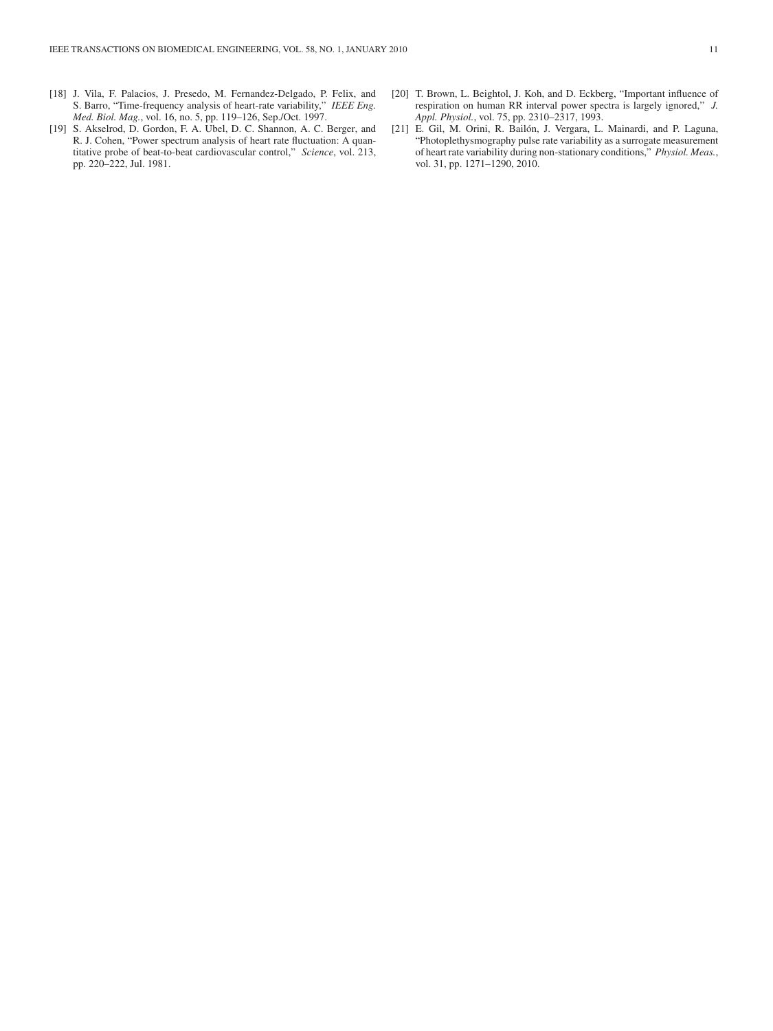[18] J. Vila, F. Palacios, J. Presedo, M. Fernandez-Delgado, P. Felix, and S. Barro, "Time-frequency analysis of heart-rate variability," *IEEE Eng. Med. Biol. Mag.*, vol. 16, no. 5, pp. 119–126, Sep./Oct. 1997.

[19] S. Akselrod, D. Gordon, F. A. Ubel, D. C. Shannon, A. C. Berger, and R. J. Cohen, "Power spectrum analysis of heart rate fluctuation: A quantitative probe of beat-to-beat cardiovascular control," *Science*, vol. 213, pp. 220–222, Jul. 1981.

[20] T. Brown, L. Beightol, J. Koh, and D. Eckberg, "Important influence of respiration on human RR interval power spectra is largely ignored," *J. Appl. Physiol.*, vol. 75, pp. 2310–2317, 1993.

[21] E. Gil, M. Orini, R. Bailón, J. Vergara, L. Mainardi, and P. Laguna, "Photoplethysmography pulse rate variability as a surrogate measurement of heart rate variability during non-stationary conditions," *Physiol. Meas.*, vol. 31, pp. 1271–1290, 2010.